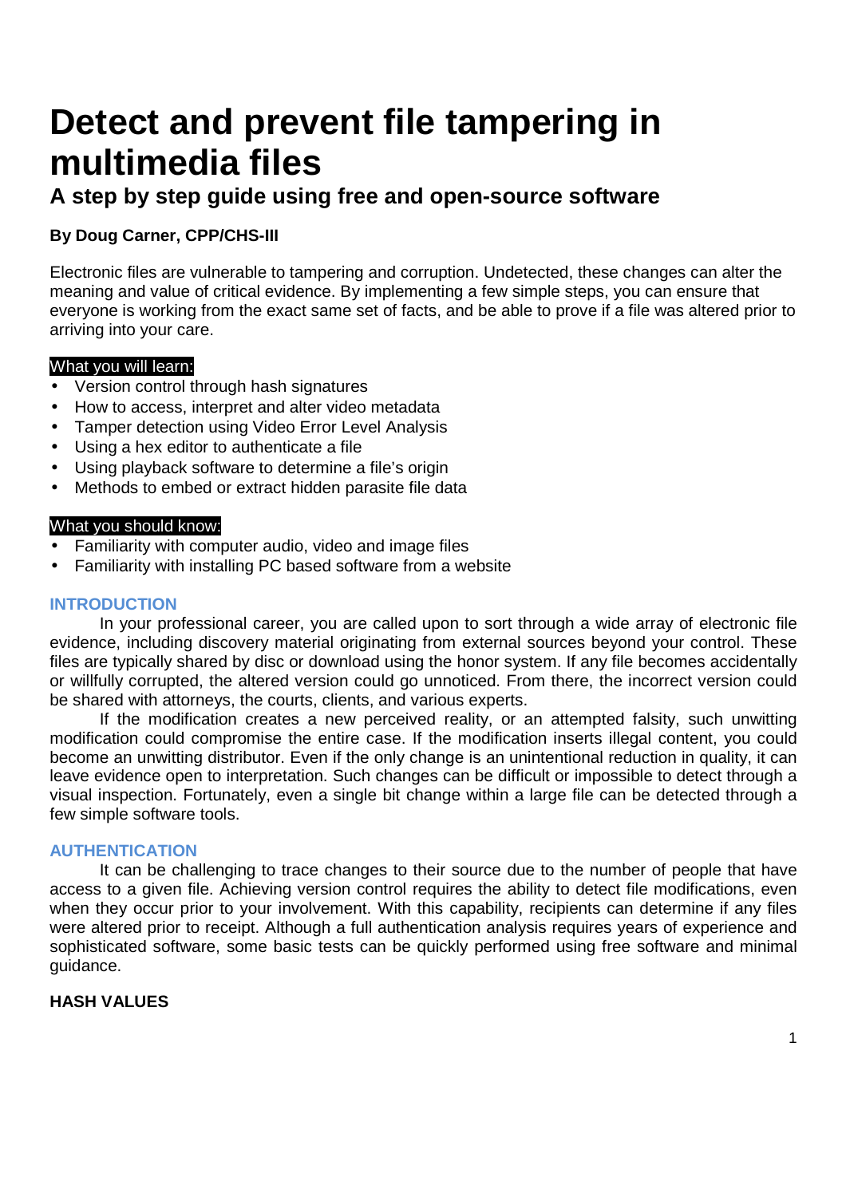# Detect and prevent file tampering in multimedia files

## A step by step guide using free and open-source software

**By Doug Carner, CPP/CHS-III**

Electronic files are vulnerable to tampering and corruption. Undetected, these changes can alter the meaning and value of critical evidence. By implementing a few simple steps, you can ensure that everyone is working from the exact same set of facts, and be able to prove if a file was altered prior to arriving into your care.

**What you will learn:**

- Version control through hash signatures
- How to access, interpret and alter video metadata
- Tamper detection using Video Error Level Analysis
- Using a hex editor to authenticate a file
- Using playback software to determine a file's origin
- Methods to embed or extract hidden parasite file data

**What you should know:**

- Familiarity with computer audio, video and image files
- Familiarity with installing PC based software from a website

### INTRODUCTION

In your professional career, you are called upon to sort through a wide array of electronic file evidence, including discovery material originating from external sources beyond your control. These files are typically shared by disc or download using the honor system. If any file becomes accidentally or willfully corrupted, the altered version could go unnoticed. From there, the incorrect version could be shared with attorneys, the courts, clients, and various experts.

If the modification creates a new perceived reality, or an attempted falsity, such unwitting modification could compromise the entire case. If the modification inserts illegal content, you could become an unwitting distributor. Even if the only change is an unintentional reduction in quality, it can leave evidence open to interpretation. Such changes can be difficult or impossible to detect through a visual inspection. Fortunately, even a single bit change within a large file can be detected through a few simple software tools.

### AUTHENTICATION

It can be challenging to trace changes to their source due to the number of people that have access to a given file. Achieving version control requires the ability to detect file modifications, even when they occur prior to your involvement. With this capability, recipients can determine if any files were altered prior to receipt. Although a full authentication analysis requires years of experience and sophisticated software, some basic tests can be quickly performed using free software and minimal guidance.

### HASH VALUES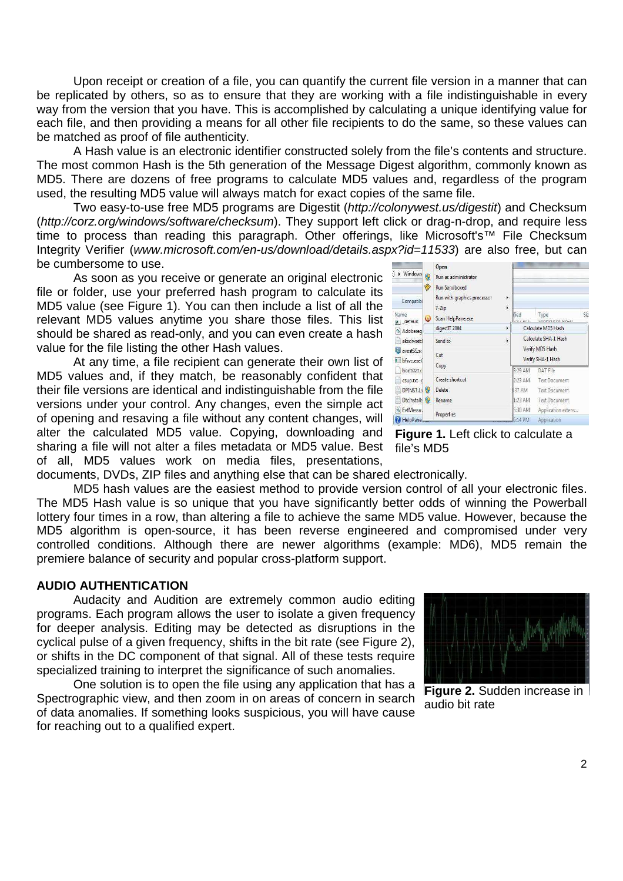Upon receipt or creation of a file, you can quantify the current file version in a manner that can be replicated by others, so as to ensure that they are working with a file indistinguishable in every way from the version that you have. This is accomplished by calculating a unique identifying value for each file, and then providing a means for all other file recipients to do the same, so these values can be matched as proof of file authenticity.

A Hash value is an electronic identifier constructed solely from the file's contents and structure. The most common Hash is the 5th generation of the Message Digest algorithm, commonly known as MD5. There are dozens of free programs to calculate MD5 values and, regardless of the program used, the resulting MD5 value will always match for exact copies of the same file.

Two easy-to-use free MD5 programs are Digestit (*http://colonywest.us/digestit*) and Checksum (*http://corz.org/windows/software/checksum*). They support left click or drag-n-drop, and require less time to process than reading this paragraph. Other offerings, like Microsoft's™ File Checksum Integrity Verifier (*www.microsoft.com/en-us/download/details.aspx?id=11533*) are also free, but can be cumbersome to use.

As soon as you receive or generate an original electronic file or folder, use your preferred hash program to calculate its MD5 value (see Figure 1). You can then include a list of all the relevant MD5 values anytime you share those files. This list should be shared as read-only, and you can even create a hash value for the file listing the other Hash values.

At any time, a file recipient can generate their own list of MD5 values and, if they match, be reasonably confident that their file versions are identical and indistinguishable from the file versions under your control. Any changes, even the simple act of opening and resaving a file without any content changes, will alter the calculated MD5 value. Copying, downloading and sharing a file will not alter a files metadata or MD5 value. Best of all, MD5 values work on media files, presentations, documents, DVDs, ZIP files and anything else that can be shared electronically.

**Figure 1.** Left click to calculate a file's MD5

MD5 hash values are the easiest method to provide version control of all your electronic files. The MD5 Hash value is so unique that you have significantly better odds of winning the Powerball lottery four times in a row, than altering a file to achieve the same MD5 value. However, because the MD5 algorithm is open-source, it has been reverse engineered and compromised under very controlled conditions. Although there are newer algorithms (example: MD6), MD5 remain the premiere balance of security and popular cross-platform support.

**AUDIO AUTHENTICATION**

Audacity and Audition are extremely common audio editing programs. Each program allows the user to isolate a given frequency for deeper analysis. Editing may be detected as disruptions in the cyclical pulse of a given frequency, shifts in the bit rate (see Figure 2), or shifts in the DC component of that signal. All of these tests require specialized training to interpret the significance of such anomalies.

One solution is to open the file using any application that has a Spectrographic view, and then zoom in on areas of concern in search of data anomalies. If something looks suspicious, you will have cause for reaching out to a qualified expert.

**Figure 2.** Sudden increase in audio bit rate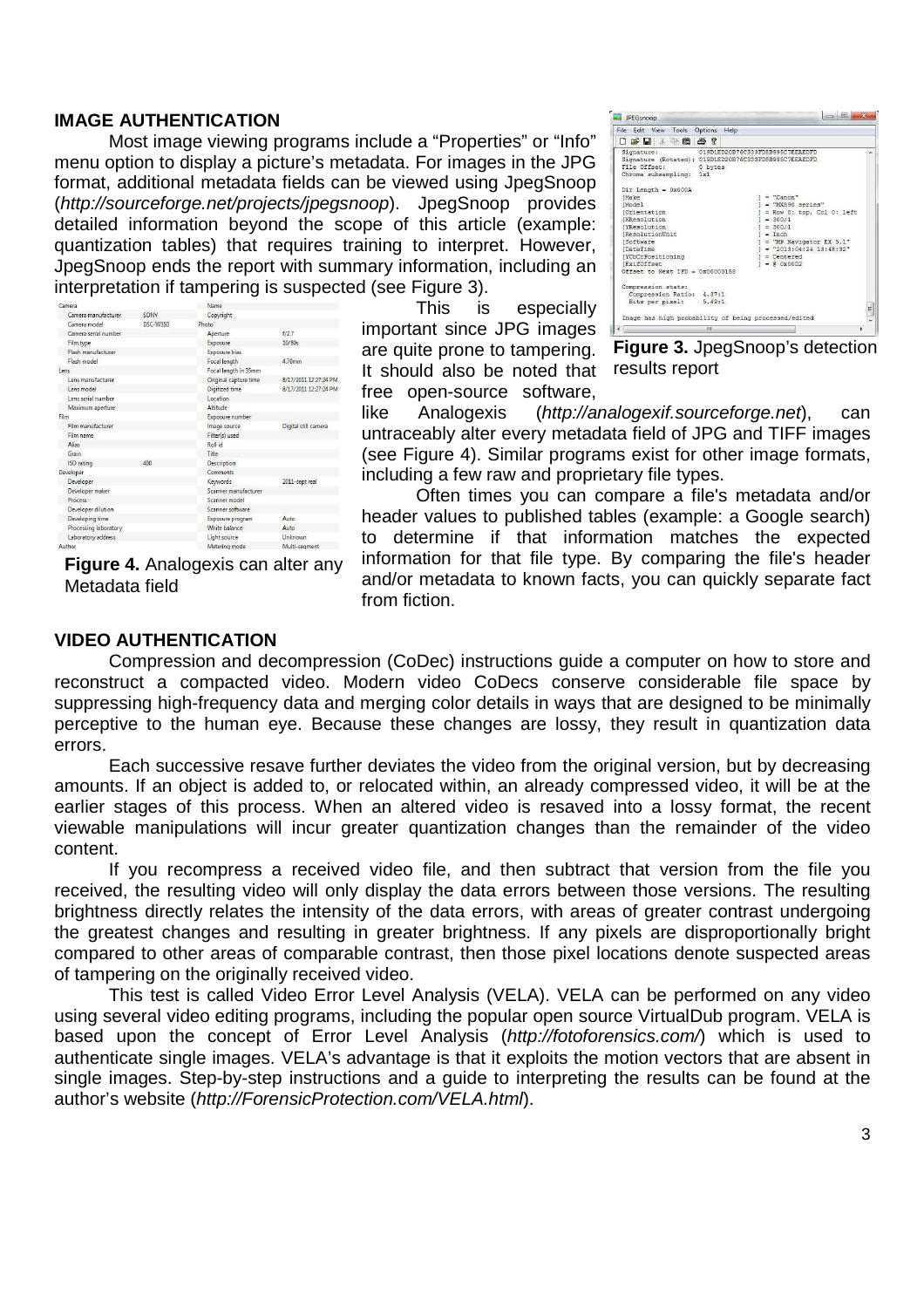## IMAGE AUTHENTICATION

Most image viewing programs include a "Properties" or "Info" menu option to display a picture's metadata. For images in the JPG format, additional metadata fields can be viewed using JpegSnoop (*http://sourceforge.net/projects/jpegsnoop*). JpegSnoop provides detailed information beyond the scope of this article (example: quantization tables) that requires training to interpret. However, JpegSnoop ends the report with summary information, including an interpretation if tampering is suspected (see Figure 3).

**Figure 3.** JpegSnoop's detection results report

This is especially important since JPG images are quite prone to tampering. It should also be noted that free open-source software, like Analogexis (*http://analogexif.sourceforge.net*), can untraceably alter every metadata field of JPG and TIFF images (see Figure 4). Similar programs exist for other image formats, including a few raw and proprietary file types.

**Figure 4.** Analogexis can alter any Metadata field

Often times you can compare a file's metadata and/or header values to published tables (example: a Google search) to determine if that information matches the expected information for that file type. By comparing the file's header and/or metadata to known facts, you can quickly separate fact from fiction.

## VIDEO AUTHENTICATION

Compression and decompression (CoDec) instructions guide a computer on how to store and reconstruct a compacted video. Modern video CoDecs conserve considerable file space by suppressing high-frequency data and merging color details in ways that are designed to be minimally perceptive to the human eye. Because these changes are lossy, they result in quantization data errors.

Each successive resave further deviates the video from the original version, but by decreasing amounts. If an object is added to, or relocated within, an already compressed video, it will be at the earlier stages of this process. When an altered video is resaved into a lossy format, the recent viewable manipulations will incur greater quantization changes than the remainder of the video content.

If you recompress a received video file, and then subtract that version from the file you received, the resulting video will only display the data errors between those versions. The resulting brightness directly relates the intensity of the data errors, with areas of greater contrast undergoing the greatest changes and resulting in greater brightness. If any pixels are disproportionally bright compared to other areas of comparable contrast, then those pixel locations denote suspected areas of tampering on the originally received video.

This test is called Video Error Level Analysis (VELA). VELA can be performed on any video using several video editing programs, including the popular open source VirtualDub program. VELA is based upon the concept of Error Level Analysis (*http://fotoforensics.com/*) which is used to authenticate single images. VELA's advantage is that it exploits the motion vectors that are absent in single images. Step-by-step instructions and a guide to interpreting the results can be found at the author's website (*http://ForensicProtection.com/VELA.html*).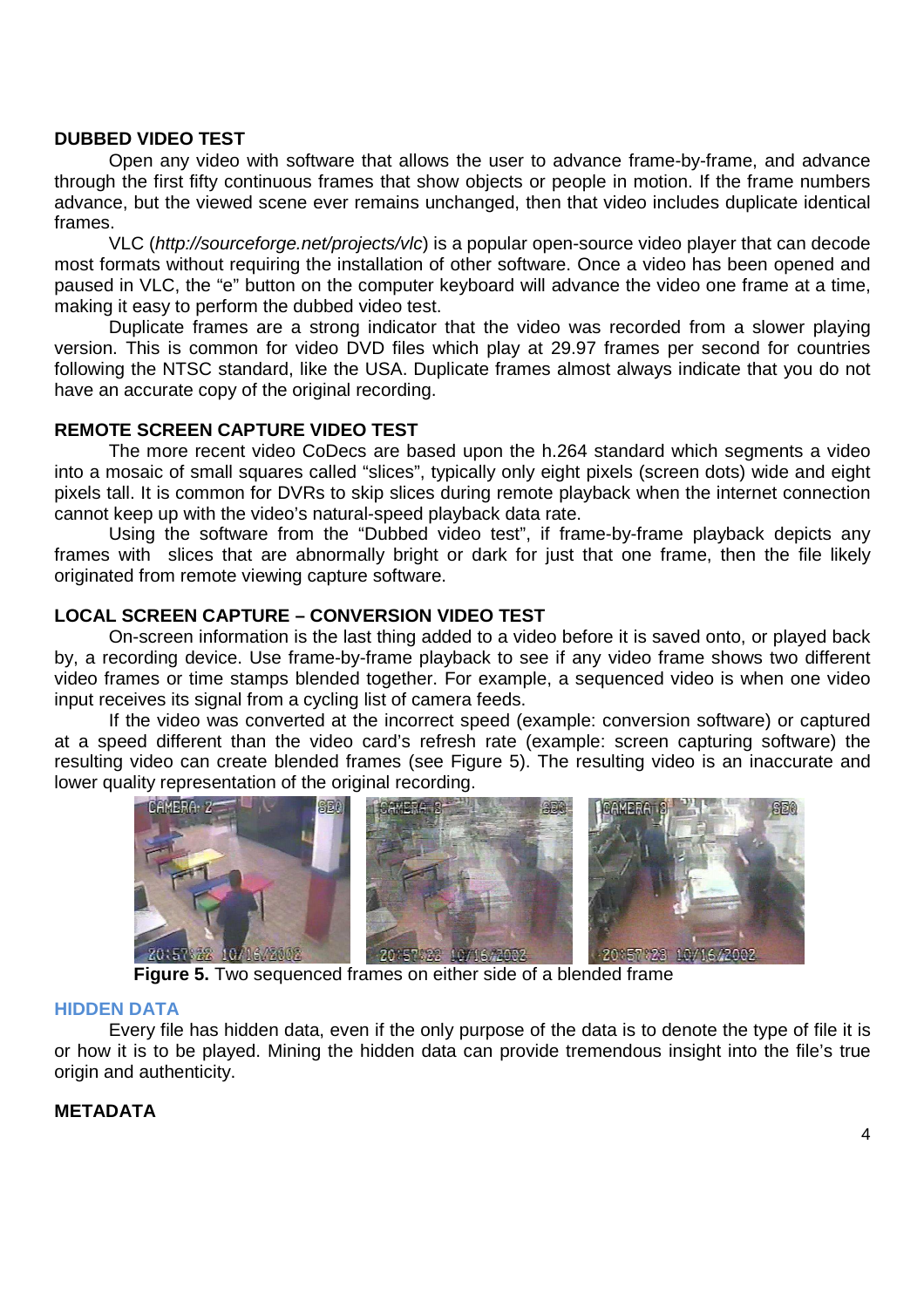**DUBBED VIDEO TEST**

Open any video with software that allows the user to advance frame-by-frame, and advance through the first fifty continuous frames that show objects or people in motion. If the frame numbers advance, but the viewed scene ever remains unchanged, then that video includes duplicate identical frames.

VLC (*http://sourceforge.net/projects/vlc*) is a popular open-source video player that can decode most formats without requiring the installation of other software. Once a video has been opened and paused in VLC, the "e" button on the computer keyboard will advance the video one frame at a time, making it easy to perform the dubbed video test.

Duplicate frames are a strong indicator that the video was recorded from a slower playing version. This is common for video DVD files which play at 29.97 frames per second for countries following the NTSC standard, like the USA. Duplicate frames almost always indicate that you do not have an accurate copy of the original recording.

**REMOTE SCREEN CAPTURE VIDEO TEST**

The more recent video CoDecs are based upon the h.264 standard which segments a video into a mosaic of small squares called "slices", typically only eight pixels (screen dots) wide and eight pixels tall. It is common for DVRs to skip slices during remote playback when the internet connection cannot keep up with the video's natural-speed playback data rate.

Using the software from the "Dubbed video test", if frame-by-frame playback depicts any frames with slices that are abnormally bright or dark for just that one frame, then the file likely originated from remote viewing capture software.

**LOCAL SCREEN CAPTURE – CONVERSION VIDEO TEST**

On-screen information is the last thing added to a video before it is saved onto, or played back by, a recording device. Use frame-by-frame playback to see if any video frame shows two different video frames or time stamps blended together. For example, a sequenced video is when one video input receives its signal from a cycling list of camera feeds.

If the video was converted at the incorrect speed (example: conversion software) or captured at a speed different than the video card's refresh rate (example: screen capturing software) the resulting video can create blended frames (see Figure 5). The resulting video is an inaccurate and lower quality representation of the original recording.

**Figure 5.** Two sequenced frames on either side of a blended frame

## HIDDEN DATA

Every file has hidden data, even if the only purpose of the data is to denote the type of file it is or how it is to be played. Mining the hidden data can provide tremendous insight into the file's true origin and authenticity.

**METADATA**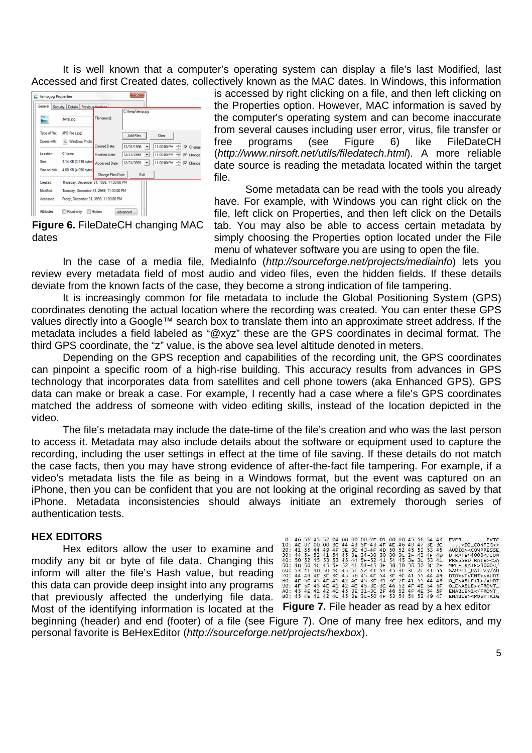It is well known that a computer's operating system can display a file's last Modified, last Accessed and first Created dates, collectively known as the MAC dates. In Windows, this information is accessed by right clicking on a file, and then left clicking on the Properties option. However, MAC information is saved by the computer's operating system and can become inaccurate from several causes including user error, virus, file transfer or free programs (see Figure 6) like FileDateCH (*http://www.nirsoft.net/utils/filedatech.html*). A more reliable date source is reading the metadata located within the target file.

**Figure 6.** FileDateCH changing MAC dates

Some metadata can be read with the tools you already have. For example, with Windows you can right click on the file, left click on Properties, and then left click on the Details tab. You may also be able to access certain metadata by simply choosing the Properties option located under the File menu of whatever software you are using to open the file.

In the case of a media file, MediaInfo (*http://sourceforge.net/projects/mediainfo*) lets you review every metadata field of most audio and video files, even the hidden fields. If these details deviate from the known facts of the case, they become a strong indication of file tampering.

It is increasingly common for file metadata to include the Global Positioning System (GPS) coordinates denoting the actual location where the recording was created. You can enter these GPS values directly into a Google™ search box to translate them into an approximate street address. If the metadata includes a field labeled as "@xyz" these are the GPS coordinates in decimal format. The third GPS coordinate, the "z" value, is the above sea level altitude denoted in meters.

Depending on the GPS reception and capabilities of the recording unit, the GPS coordinates can pinpoint a specific room of a high-rise building. This accuracy results from advances in GPS technology that incorporates data from satellites and cell phone towers (aka Enhanced GPS). GPS data can make or break a case. For example, I recently had a case where a file's GPS coordinates matched the address of someone with video editing skills, instead of the location depicted in the video.

The file's metadata may include the date-time of the file's creation and who was the last person to access it. Metadata may also include details about the software or equipment used to capture the recording, including the user settings in effect at the time of file saving. If these details do not match the case facts, then you may have strong evidence of after-the-fact file tampering. For example, if a video's metadata lists the file as being in a Windows format, but the event was captured on an iPhone, then you can be confident that you are not looking at the original recording as saved by that iPhone. Metadata inconsistencies should always initiate an extremely thorough series of authentication tests.

## HEX EDITORS

Hex editors allow the user to examine and modify any bit or byte of file data. Changing this inform will alter the file's Hash value, but reading this data can provide deep insight into any programs that previously affected the underlying file data. Most of the identifying information is located at the beginning (header) and end (footer) of a file (see Figure 7). One of many free hex editors, and my personal favorite is BeHexEditor (*http://sourceforge.net/projects/hexbox*).

**Figure 7.** File header as read by a hex editor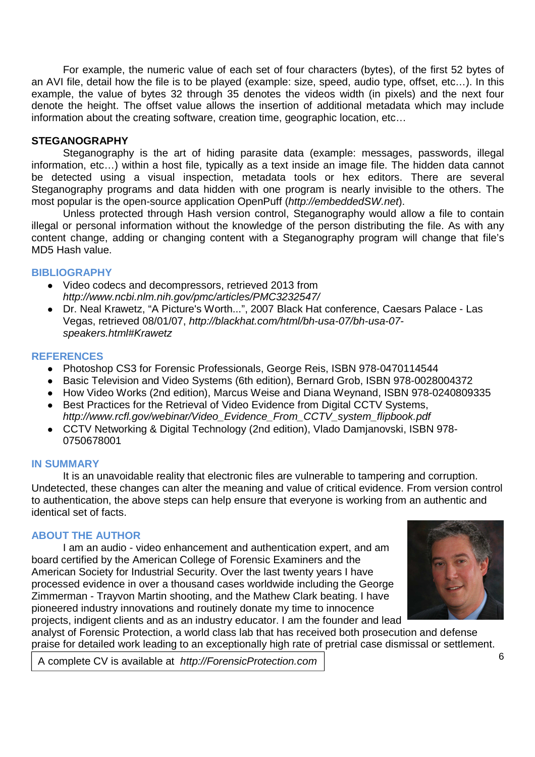For example, the numeric value of each set of four characters (bytes), of the first 52 bytes of an AVI file, detail how the file is to be played (example: size, speed, audio type, offset, etc…). In this example, the value of bytes 32 through 35 denotes the videos width (in pixels) and the next four denote the height. The offset value allows the insertion of additional metadata which may include information about the creating software, creation time, geographic location, etc…

**STEGANOGRAPHY**

Steganography is the art of hiding parasite data (example: messages, passwords, illegal information, etc…) within a host file, typically as a text inside an image file. The hidden data cannot be detected using a visual inspection, metadata tools or hex editors. There are several Steganography programs and data hidden with one program is nearly invisible to the others. The most popular is the open-source application OpenPuff (*http://embeddedSW.net*).

Unless protected through Hash version control, Steganography would allow a file to contain illegal or personal information without the knowledge of the person distributing the file. As with any content change, adding or changing content with a Steganography program will change that file's MD5 Hash value.

## BIBLIOGRAPHY

- Video codecs and decompressors, retrieved 2013 from *http://www.ncbi.nlm.nih.gov/pmc/articles/PMC3232547/*
- Dr. Neal Krawetz, "A Picture's Worth...", 2007 Black Hat conference, Caesars Palace - Las Vegas, retrieved 08/01/07, *http://blackhat.com/html/bh-usa-07/bh-usa-07-speakers.html#Krawetz*

## REFERENCES

- Photoshop CS3 for Forensic Professionals, George Reis, ISBN 978-0470114544
- Basic Television and Video Systems (6th edition), Bernard Grob, ISBN 978-0028004372
- How Video Works (2nd edition), Marcus Weise and Diana Weynand, ISBN 978-0240809335
- Best Practices for the Retrieval of Video Evidence from Digital CCTV Systems, *http://www.rcfl.gov/webinar/Video_Evidence_From_CCTV_system_flipbook.pdf*
- CCTV Networking & Digital Technology (2nd edition), Vlado Damjanovski, ISBN 978-0750678001

## IN SUMMARY

It is an unavoidable reality that electronic files are vulnerable to tampering and corruption. Undetected, these changes can alter the meaning and value of critical evidence. From version control to authentication, the above steps can help ensure that everyone is working from an authentic and identical set of facts.

## ABOUT THE AUTHOR

I am an audio - video enhancement and authentication expert, and am board certified by the American College of Forensic Examiners and the American Society for Industrial Security. Over the last twenty years I have processed evidence in over a thousand cases worldwide including the George Zimmerman - Trayvon Martin shooting, and the Mathew Clark beating. I have pioneered industry innovations and routinely donate my time to innocence projects, indigent clients and as an industry educator. I am the founder and lead analyst of Forensic Protection, a world class lab that has received both prosecution and defense praise for detailed work leading to an exceptionally high rate of pretrial case dismissal or settlement.

A complete CV is available at *http://ForensicProtection.com*